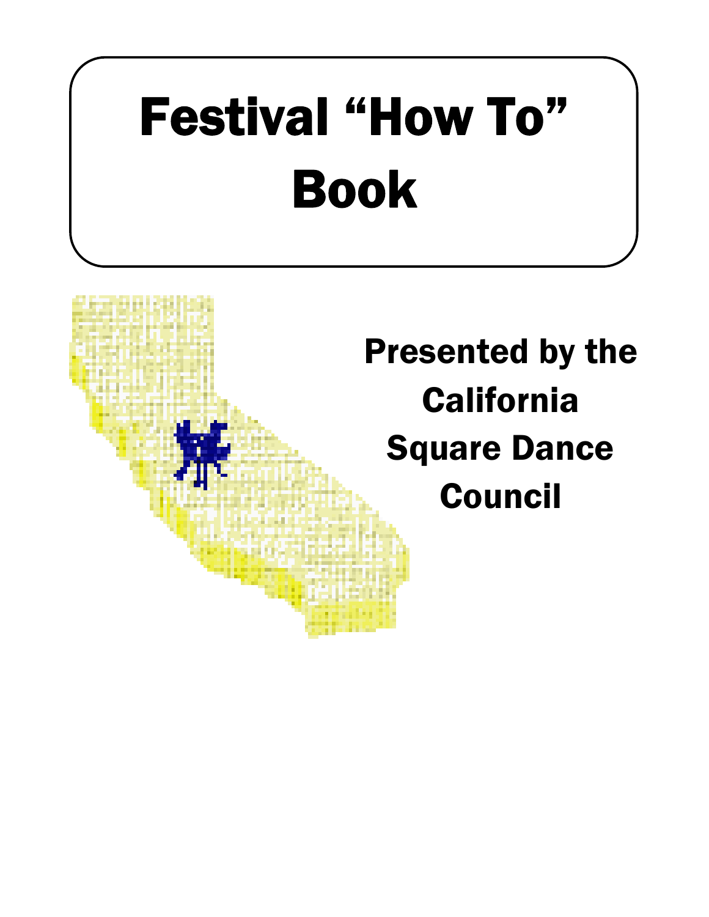# Festival "How To" Book

Presented by the California Square Dance Council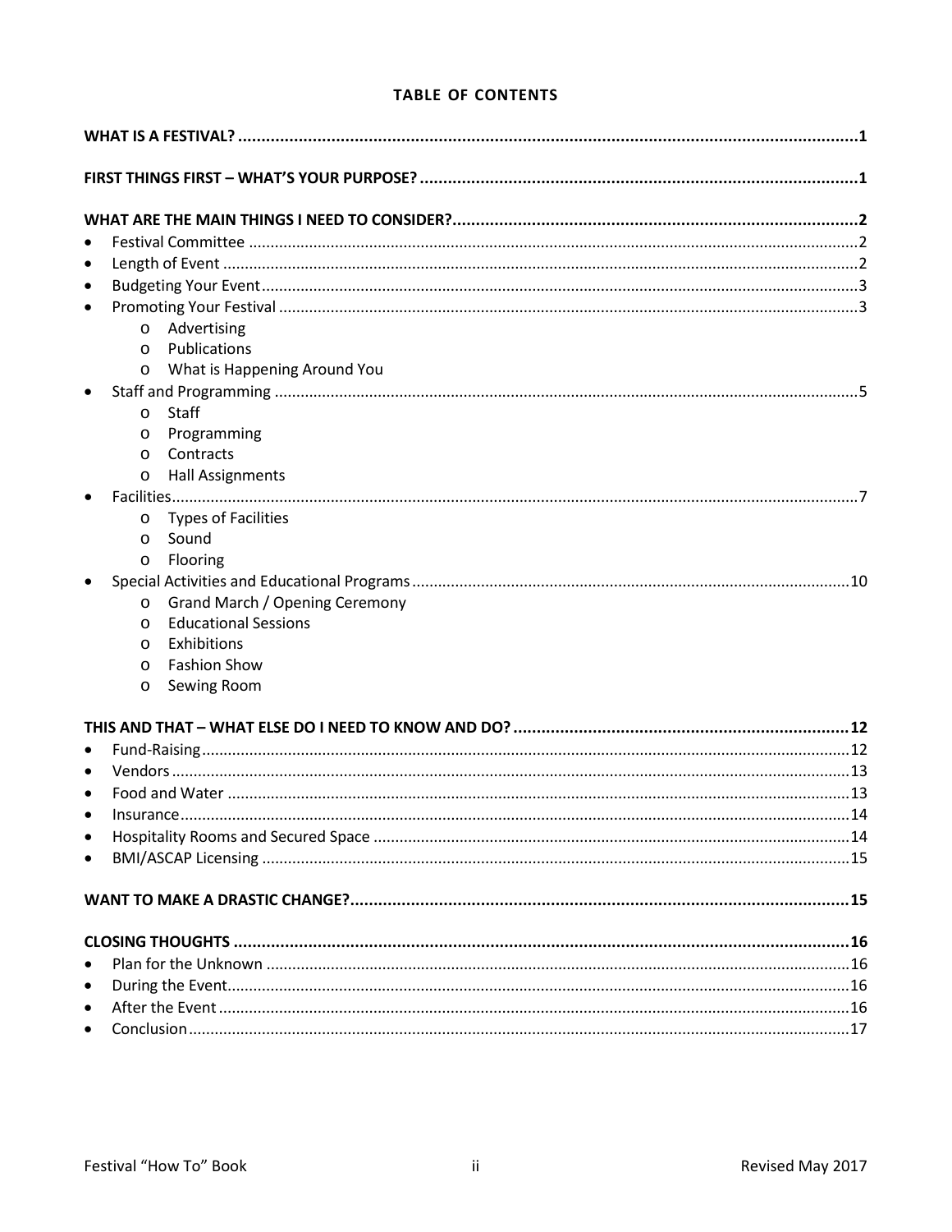## TABLE OF CONTENTS

**WHAT IS A FESTIVAL?** ..... 1

**FIRST THINGS FIRST – WHAT'S YOUR PURPOSE?** ..... 1

**WHAT ARE THE MAIN THINGS I NEED TO CONSIDER?** ..... 2

- Festival Committee ..... 2
- Length of Event ..... 2
- Budgeting Your Event ..... 3
- Promoting Your Festival ..... 3
  - Advertising
  - Publications
  - What is Happening Around You
- Staff and Programming ..... 5
  - Staff
  - Programming
  - Contracts
  - Hall Assignments
- Facilities ..... 7
  - Types of Facilities
  - Sound
  - Flooring
- Special Activities and Educational Programs ..... 10
  - Grand March / Opening Ceremony
  - Educational Sessions
  - Exhibitions
  - Fashion Show
  - Sewing Room

**THIS AND THAT – WHAT ELSE DO I NEED TO KNOW AND DO?** ..... 12

- Fund-Raising ..... 12
- Vendors ..... 13
- Food and Water ..... 13
- Insurance ..... 14
- Hospitality Rooms and Secured Space ..... 14
- BMI/ASCAP Licensing ..... 15

**WANT TO MAKE A DRASTIC CHANGE?** ..... 15

**CLOSING THOUGHTS** ..... 16

- Plan for the Unknown ..... 16
- During the Event ..... 16
- After the Event ..... 16
- Conclusion ..... 17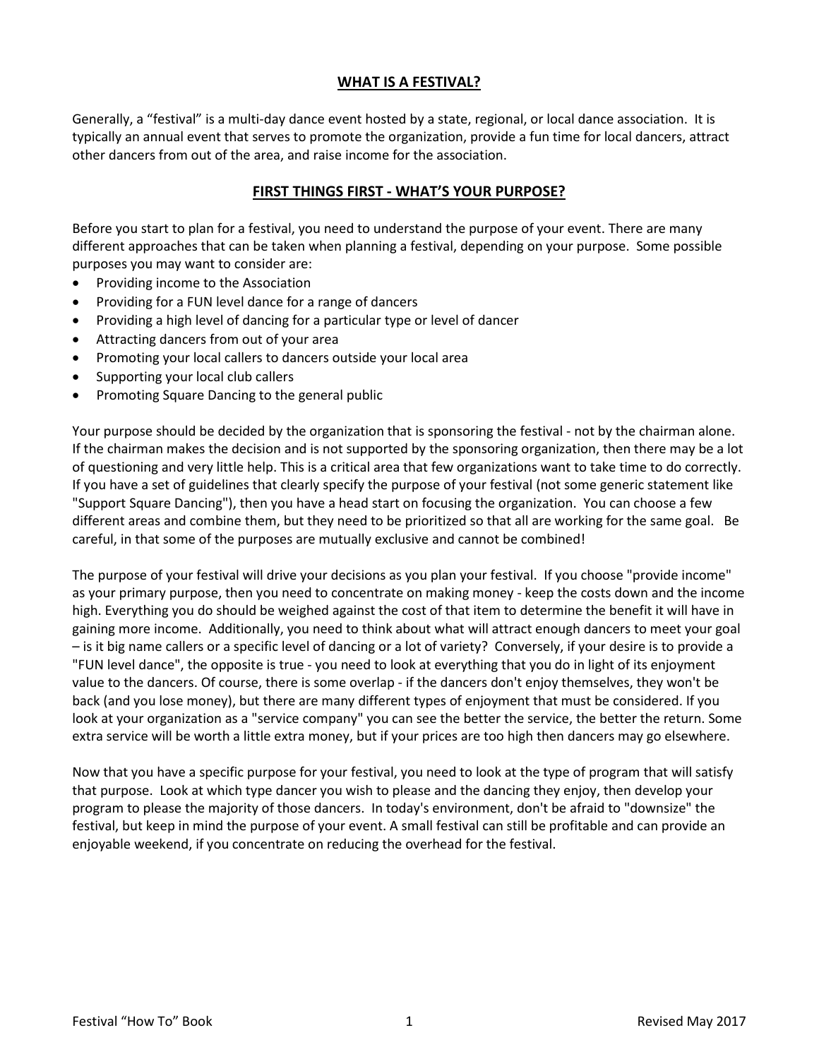## WHAT IS A FESTIVAL?

Generally, a "festival" is a multi-day dance event hosted by a state, regional, or local dance association. It is typically an annual event that serves to promote the organization, provide a fun time for local dancers, attract other dancers from out of the area, and raise income for the association.

## FIRST THINGS FIRST - WHAT'S YOUR PURPOSE?

Before you start to plan for a festival, you need to understand the purpose of your event. There are many different approaches that can be taken when planning a festival, depending on your purpose. Some possible purposes you may want to consider are:

- Providing income to the Association
- Providing for a FUN level dance for a range of dancers
- Providing a high level of dancing for a particular type or level of dancer
- Attracting dancers from out of your area
- Promoting your local callers to dancers outside your local area
- Supporting your local club callers
- Promoting Square Dancing to the general public

Your purpose should be decided by the organization that is sponsoring the festival - not by the chairman alone. If the chairman makes the decision and is not supported by the sponsoring organization, then there may be a lot of questioning and very little help. This is a critical area that few organizations want to take time to do correctly. If you have a set of guidelines that clearly specify the purpose of your festival (not some generic statement like "Support Square Dancing"), then you have a head start on focusing the organization. You can choose a few different areas and combine them, but they need to be prioritized so that all are working for the same goal. Be careful, in that some of the purposes are mutually exclusive and cannot be combined!

The purpose of your festival will drive your decisions as you plan your festival. If you choose "provide income" as your primary purpose, then you need to concentrate on making money - keep the costs down and the income high. Everything you do should be weighed against the cost of that item to determine the benefit it will have in gaining more income. Additionally, you need to think about what will attract enough dancers to meet your goal – is it big name callers or a specific level of dancing or a lot of variety? Conversely, if your desire is to provide a "FUN level dance", the opposite is true - you need to look at everything that you do in light of its enjoyment value to the dancers. Of course, there is some overlap - if the dancers don't enjoy themselves, they won't be back (and you lose money), but there are many different types of enjoyment that must be considered. If you look at your organization as a "service company" you can see the better the service, the better the return. Some extra service will be worth a little extra money, but if your prices are too high then dancers may go elsewhere.

Now that you have a specific purpose for your festival, you need to look at the type of program that will satisfy that purpose. Look at which type dancer you wish to please and the dancing they enjoy, then develop your program to please the majority of those dancers. In today's environment, don't be afraid to "downsize" the festival, but keep in mind the purpose of your event. A small festival can still be profitable and can provide an enjoyable weekend, if you concentrate on reducing the overhead for the festival.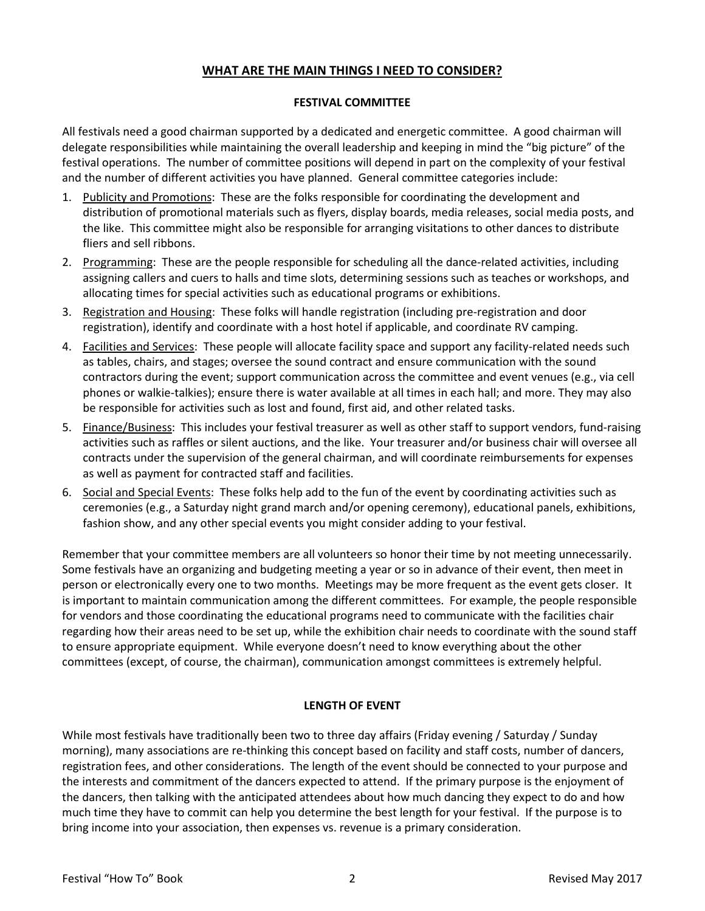## WHAT ARE THE MAIN THINGS I NEED TO CONSIDER?

### FESTIVAL COMMITTEE

All festivals need a good chairman supported by a dedicated and energetic committee. A good chairman will delegate responsibilities while maintaining the overall leadership and keeping in mind the "big picture" of the festival operations. The number of committee positions will depend in part on the complexity of your festival and the number of different activities you have planned. General committee categories include:

1. Publicity and Promotions: These are the folks responsible for coordinating the development and distribution of promotional materials such as flyers, display boards, media releases, social media posts, and the like. This committee might also be responsible for arranging visitations to other dances to distribute fliers and sell ribbons.
2. Programming: These are the people responsible for scheduling all the dance-related activities, including assigning callers and cuers to halls and time slots, determining sessions such as teaches or workshops, and allocating times for special activities such as educational programs or exhibitions.
3. Registration and Housing: These folks will handle registration (including pre-registration and door registration), identify and coordinate with a host hotel if applicable, and coordinate RV camping.
4. Facilities and Services: These people will allocate facility space and support any facility-related needs such as tables, chairs, and stages; oversee the sound contract and ensure communication with the sound contractors during the event; support communication across the committee and event venues (e.g., via cell phones or walkie-talkies); ensure there is water available at all times in each hall; and more. They may also be responsible for activities such as lost and found, first aid, and other related tasks.
5. Finance/Business: This includes your festival treasurer as well as other staff to support vendors, fund-raising activities such as raffles or silent auctions, and the like. Your treasurer and/or business chair will oversee all contracts under the supervision of the general chairman, and will coordinate reimbursements for expenses as well as payment for contracted staff and facilities.
6. Social and Special Events: These folks help add to the fun of the event by coordinating activities such as ceremonies (e.g., a Saturday night grand march and/or opening ceremony), educational panels, exhibitions, fashion show, and any other special events you might consider adding to your festival.

Remember that your committee members are all volunteers so honor their time by not meeting unnecessarily. Some festivals have an organizing and budgeting meeting a year or so in advance of their event, then meet in person or electronically every one to two months. Meetings may be more frequent as the event gets closer. It is important to maintain communication among the different committees. For example, the people responsible for vendors and those coordinating the educational programs need to communicate with the facilities chair regarding how their areas need to be set up, while the exhibition chair needs to coordinate with the sound staff to ensure appropriate equipment. While everyone doesn't need to know everything about the other committees (except, of course, the chairman), communication amongst committees is extremely helpful.

### LENGTH OF EVENT

While most festivals have traditionally been two to three day affairs (Friday evening / Saturday / Sunday morning), many associations are re-thinking this concept based on facility and staff costs, number of dancers, registration fees, and other considerations. The length of the event should be connected to your purpose and the interests and commitment of the dancers expected to attend. If the primary purpose is the enjoyment of the dancers, then talking with the anticipated attendees about how much dancing they expect to do and how much time they have to commit can help you determine the best length for your festival. If the purpose is to bring income into your association, then expenses vs. revenue is a primary consideration.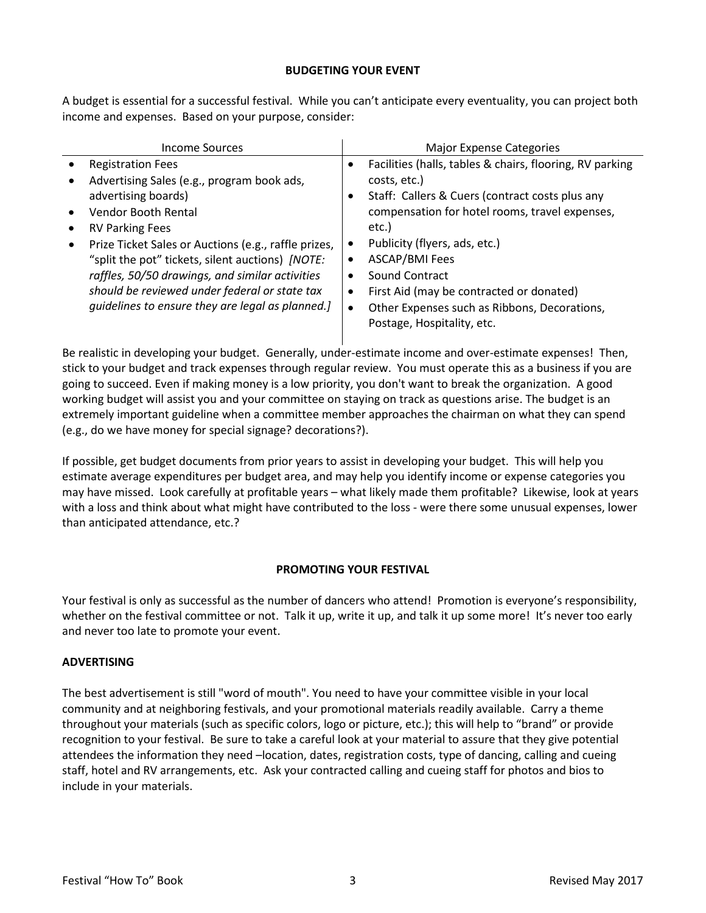## BUDGETING YOUR EVENT

A budget is essential for a successful festival. While you can't anticipate every eventuality, you can project both income and expenses. Based on your purpose, consider:

| Income Sources | Major Expense Categories |
|---|---|
| • Registration Fees<br>• Advertising Sales (e.g., program book ads, advertising boards)<br>• Vendor Booth Rental<br>• RV Parking Fees<br>• Prize Ticket Sales or Auctions (e.g., raffle prizes, "split the pot" tickets, silent auctions) *[NOTE: raffles, 50/50 drawings, and similar activities should be reviewed under federal or state tax guidelines to ensure they are legal as planned.]* | • Facilities (halls, tables & chairs, flooring, RV parking costs, etc.)<br>• Staff: Callers & Cuers (contract costs plus any compensation for hotel rooms, travel expenses, etc.)<br>• Publicity (flyers, ads, etc.)<br>• ASCAP/BMI Fees<br>• Sound Contract<br>• First Aid (may be contracted or donated)<br>• Other Expenses such as Ribbons, Decorations, Postage, Hospitality, etc. |

Be realistic in developing your budget. Generally, under-estimate income and over-estimate expenses! Then, stick to your budget and track expenses through regular review. You must operate this as a business if you are going to succeed. Even if making money is a low priority, you don't want to break the organization. A good working budget will assist you and your committee on staying on track as questions arise. The budget is an extremely important guideline when a committee member approaches the chairman on what they can spend (e.g., do we have money for special signage? decorations?).

If possible, get budget documents from prior years to assist in developing your budget. This will help you estimate average expenditures per budget area, and may help you identify income or expense categories you may have missed. Look carefully at profitable years – what likely made them profitable? Likewise, look at years with a loss and think about what might have contributed to the loss - were there some unusual expenses, lower than anticipated attendance, etc.?

## PROMOTING YOUR FESTIVAL

Your festival is only as successful as the number of dancers who attend! Promotion is everyone's responsibility, whether on the festival committee or not. Talk it up, write it up, and talk it up some more! It's never too early and never too late to promote your event.

### ADVERTISING

The best advertisement is still "word of mouth". You need to have your committee visible in your local community and at neighboring festivals, and your promotional materials readily available. Carry a theme throughout your materials (such as specific colors, logo or picture, etc.); this will help to "brand" or provide recognition to your festival. Be sure to take a careful look at your material to assure that they give potential attendees the information they need –location, dates, registration costs, type of dancing, calling and cueing staff, hotel and RV arrangements, etc. Ask your contracted calling and cueing staff for photos and bios to include in your materials.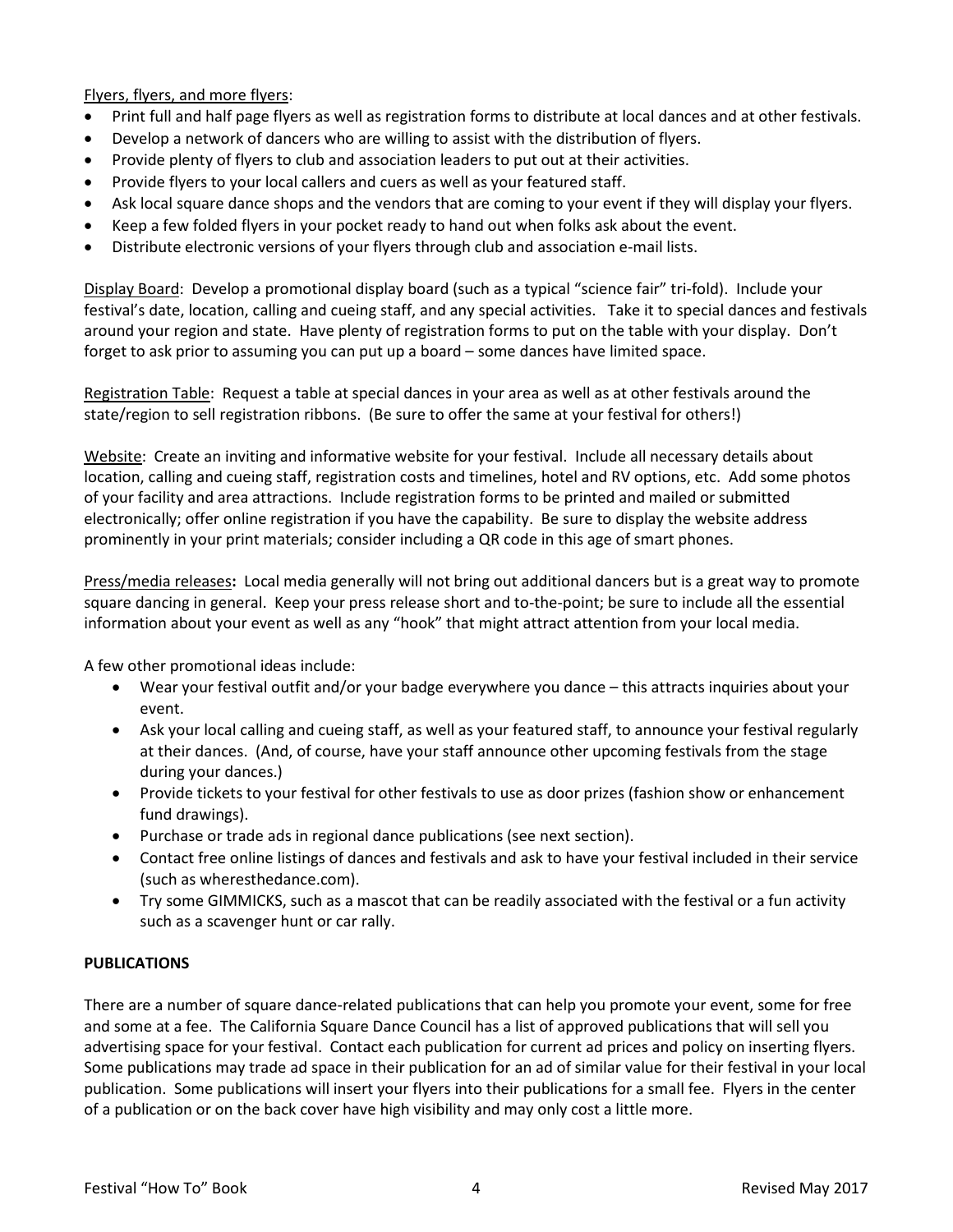Flyers, flyers, and more flyers:

- Print full and half page flyers as well as registration forms to distribute at local dances and at other festivals.
- Develop a network of dancers who are willing to assist with the distribution of flyers.
- Provide plenty of flyers to club and association leaders to put out at their activities.
- Provide flyers to your local callers and cuers as well as your featured staff.
- Ask local square dance shops and the vendors that are coming to your event if they will display your flyers.
- Keep a few folded flyers in your pocket ready to hand out when folks ask about the event.
- Distribute electronic versions of your flyers through club and association e-mail lists.

Display Board: Develop a promotional display board (such as a typical "science fair" tri-fold). Include your festival's date, location, calling and cueing staff, and any special activities. Take it to special dances and festivals around your region and state. Have plenty of registration forms to put on the table with your display. Don't forget to ask prior to assuming you can put up a board – some dances have limited space.

Registration Table: Request a table at special dances in your area as well as at other festivals around the state/region to sell registration ribbons. (Be sure to offer the same at your festival for others!)

Website: Create an inviting and informative website for your festival. Include all necessary details about location, calling and cueing staff, registration costs and timelines, hotel and RV options, etc. Add some photos of your facility and area attractions. Include registration forms to be printed and mailed or submitted electronically; offer online registration if you have the capability. Be sure to display the website address prominently in your print materials; consider including a QR code in this age of smart phones.

Press/media releases**:** Local media generally will not bring out additional dancers but is a great way to promote square dancing in general. Keep your press release short and to-the-point; be sure to include all the essential information about your event as well as any "hook" that might attract attention from your local media.

A few other promotional ideas include:

- Wear your festival outfit and/or your badge everywhere you dance – this attracts inquiries about your event.
- Ask your local calling and cueing staff, as well as your featured staff, to announce your festival regularly at their dances. (And, of course, have your staff announce other upcoming festivals from the stage during your dances.)
- Provide tickets to your festival for other festivals to use as door prizes (fashion show or enhancement fund drawings).
- Purchase or trade ads in regional dance publications (see next section).
- Contact free online listings of dances and festivals and ask to have your festival included in their service (such as wheresthedance.com).
- Try some GIMMICKS, such as a mascot that can be readily associated with the festival or a fun activity such as a scavenger hunt or car rally.

**PUBLICATIONS**

There are a number of square dance-related publications that can help you promote your event, some for free and some at a fee. The California Square Dance Council has a list of approved publications that will sell you advertising space for your festival. Contact each publication for current ad prices and policy on inserting flyers. Some publications may trade ad space in their publication for an ad of similar value for their festival in your local publication. Some publications will insert your flyers into their publications for a small fee. Flyers in the center of a publication or on the back cover have high visibility and may only cost a little more.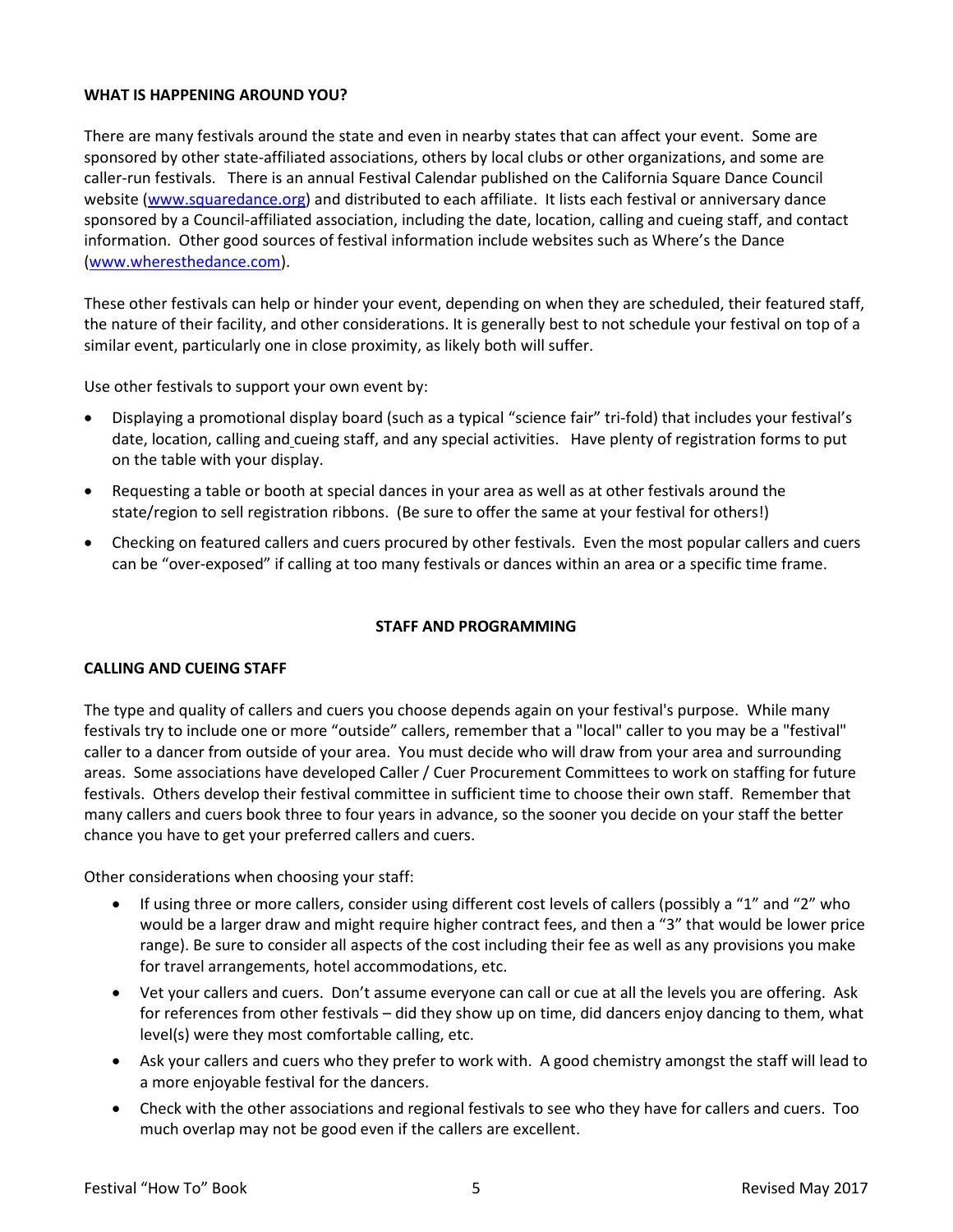**WHAT IS HAPPENING AROUND YOU?**

There are many festivals around the state and even in nearby states that can affect your event. Some are sponsored by other state-affiliated associations, others by local clubs or other organizations, and some are caller-run festivals. There is an annual Festival Calendar published on the California Square Dance Council website (www.squaredance.org) and distributed to each affiliate. It lists each festival or anniversary dance sponsored by a Council-affiliated association, including the date, location, calling and cueing staff, and contact information. Other good sources of festival information include websites such as Where's the Dance (www.wheresthedance.com).

These other festivals can help or hinder your event, depending on when they are scheduled, their featured staff, the nature of their facility, and other considerations. It is generally best to not schedule your festival on top of a similar event, particularly one in close proximity, as likely both will suffer.

Use other festivals to support your own event by:

- Displaying a promotional display board (such as a typical "science fair" tri-fold) that includes your festival's date, location, calling and cueing staff, and any special activities. Have plenty of registration forms to put on the table with your display.
- Requesting a table or booth at special dances in your area as well as at other festivals around the state/region to sell registration ribbons. (Be sure to offer the same at your festival for others!)
- Checking on featured callers and cuers procured by other festivals. Even the most popular callers and cuers can be "over-exposed" if calling at too many festivals or dances within an area or a specific time frame.

## STAFF AND PROGRAMMING

**CALLING AND CUEING STAFF**

The type and quality of callers and cuers you choose depends again on your festival's purpose. While many festivals try to include one or more "outside" callers, remember that a "local" caller to you may be a "festival" caller to a dancer from outside of your area. You must decide who will draw from your area and surrounding areas. Some associations have developed Caller / Cuer Procurement Committees to work on staffing for future festivals. Others develop their festival committee in sufficient time to choose their own staff. Remember that many callers and cuers book three to four years in advance, so the sooner you decide on your staff the better chance you have to get your preferred callers and cuers.

Other considerations when choosing your staff:

- If using three or more callers, consider using different cost levels of callers (possibly a "1" and "2" who would be a larger draw and might require higher contract fees, and then a "3" that would be lower price range). Be sure to consider all aspects of the cost including their fee as well as any provisions you make for travel arrangements, hotel accommodations, etc.
- Vet your callers and cuers. Don't assume everyone can call or cue at all the levels you are offering. Ask for references from other festivals – did they show up on time, did dancers enjoy dancing to them, what level(s) were they most comfortable calling, etc.
- Ask your callers and cuers who they prefer to work with. A good chemistry amongst the staff will lead to a more enjoyable festival for the dancers.
- Check with the other associations and regional festivals to see who they have for callers and cuers. Too much overlap may not be good even if the callers are excellent.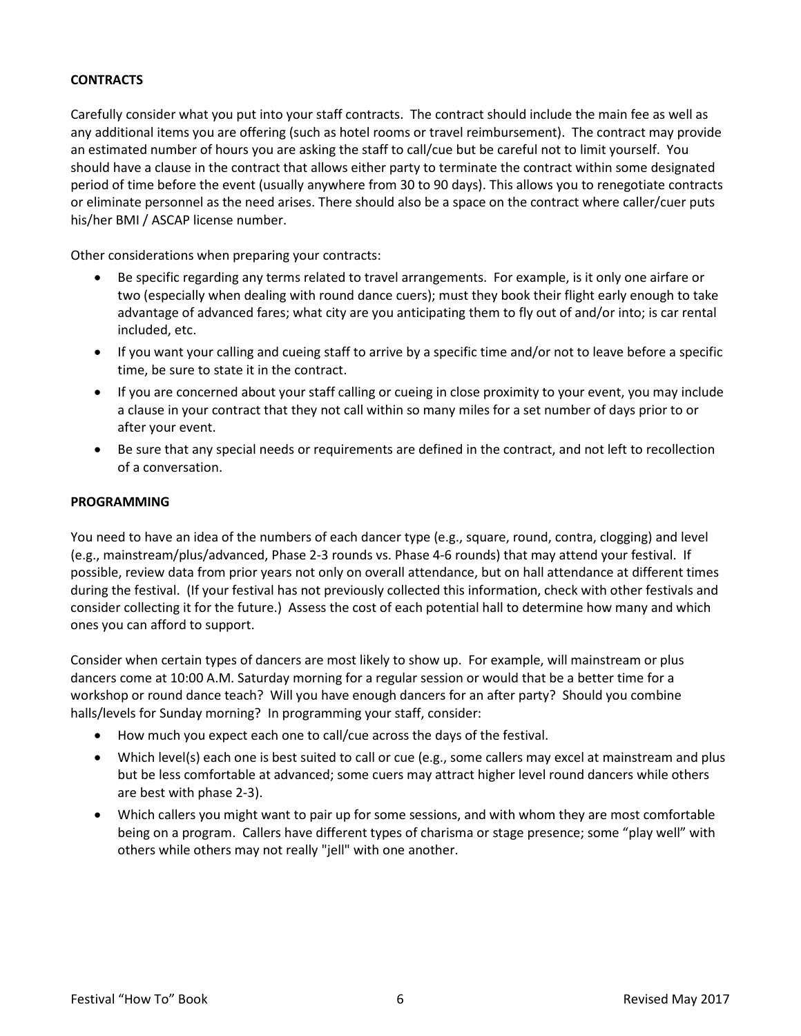**CONTRACTS**

Carefully consider what you put into your staff contracts. The contract should include the main fee as well as any additional items you are offering (such as hotel rooms or travel reimbursement). The contract may provide an estimated number of hours you are asking the staff to call/cue but be careful not to limit yourself. You should have a clause in the contract that allows either party to terminate the contract within some designated period of time before the event (usually anywhere from 30 to 90 days). This allows you to renegotiate contracts or eliminate personnel as the need arises. There should also be a space on the contract where caller/cuer puts his/her BMI / ASCAP license number.

Other considerations when preparing your contracts:

- Be specific regarding any terms related to travel arrangements. For example, is it only one airfare or two (especially when dealing with round dance cuers); must they book their flight early enough to take advantage of advanced fares; what city are you anticipating them to fly out of and/or into; is car rental included, etc.
- If you want your calling and cueing staff to arrive by a specific time and/or not to leave before a specific time, be sure to state it in the contract.
- If you are concerned about your staff calling or cueing in close proximity to your event, you may include a clause in your contract that they not call within so many miles for a set number of days prior to or after your event.
- Be sure that any special needs or requirements are defined in the contract, and not left to recollection of a conversation.

**PROGRAMMING**

You need to have an idea of the numbers of each dancer type (e.g., square, round, contra, clogging) and level (e.g., mainstream/plus/advanced, Phase 2-3 rounds vs. Phase 4-6 rounds) that may attend your festival. If possible, review data from prior years not only on overall attendance, but on hall attendance at different times during the festival. (If your festival has not previously collected this information, check with other festivals and consider collecting it for the future.) Assess the cost of each potential hall to determine how many and which ones you can afford to support.

Consider when certain types of dancers are most likely to show up. For example, will mainstream or plus dancers come at 10:00 A.M. Saturday morning for a regular session or would that be a better time for a workshop or round dance teach? Will you have enough dancers for an after party? Should you combine halls/levels for Sunday morning? In programming your staff, consider:

- How much you expect each one to call/cue across the days of the festival.
- Which level(s) each one is best suited to call or cue (e.g., some callers may excel at mainstream and plus but be less comfortable at advanced; some cuers may attract higher level round dancers while others are best with phase 2-3).
- Which callers you might want to pair up for some sessions, and with whom they are most comfortable being on a program. Callers have different types of charisma or stage presence; some "play well" with others while others may not really "jell" with one another.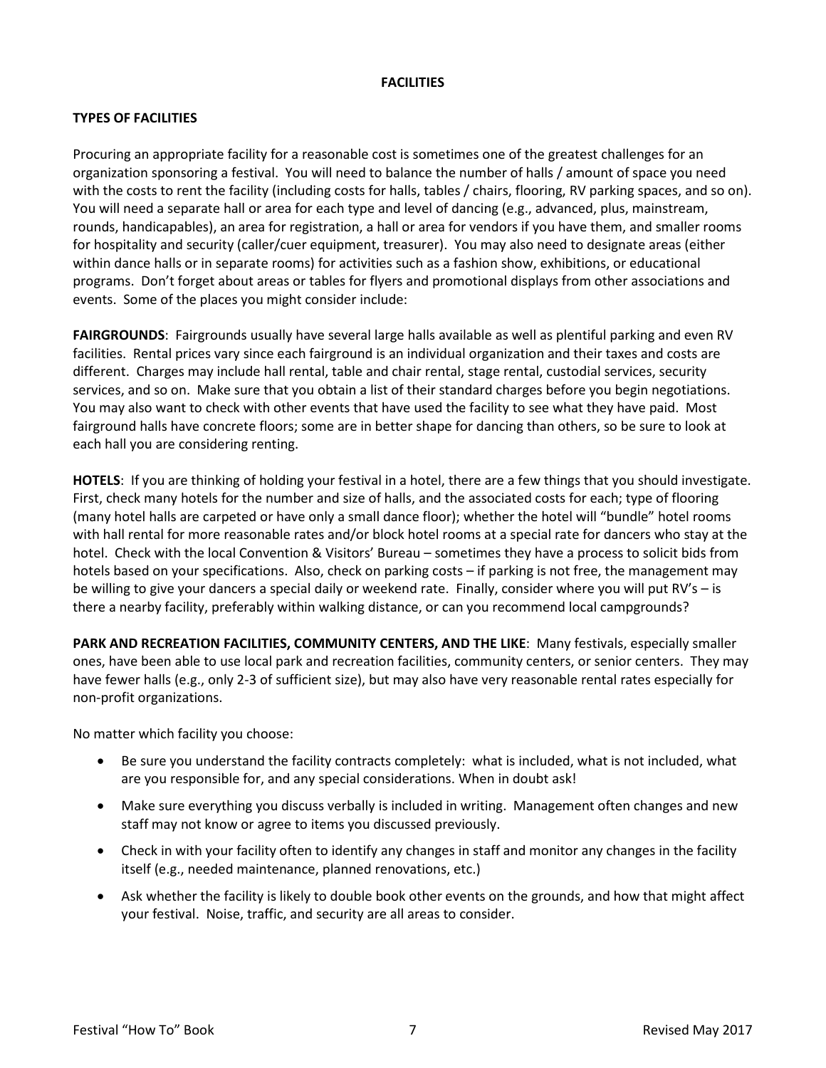# FACILITIES

## TYPES OF FACILITIES

Procuring an appropriate facility for a reasonable cost is sometimes one of the greatest challenges for an organization sponsoring a festival. You will need to balance the number of halls / amount of space you need with the costs to rent the facility (including costs for halls, tables / chairs, flooring, RV parking spaces, and so on). You will need a separate hall or area for each type and level of dancing (e.g., advanced, plus, mainstream, rounds, handicapables), an area for registration, a hall or area for vendors if you have them, and smaller rooms for hospitality and security (caller/cuer equipment, treasurer). You may also need to designate areas (either within dance halls or in separate rooms) for activities such as a fashion show, exhibitions, or educational programs. Don't forget about areas or tables for flyers and promotional displays from other associations and events. Some of the places you might consider include:

**FAIRGROUNDS**: Fairgrounds usually have several large halls available as well as plentiful parking and even RV facilities. Rental prices vary since each fairground is an individual organization and their taxes and costs are different. Charges may include hall rental, table and chair rental, stage rental, custodial services, security services, and so on. Make sure that you obtain a list of their standard charges before you begin negotiations. You may also want to check with other events that have used the facility to see what they have paid. Most fairground halls have concrete floors; some are in better shape for dancing than others, so be sure to look at each hall you are considering renting.

**HOTELS**: If you are thinking of holding your festival in a hotel, there are a few things that you should investigate. First, check many hotels for the number and size of halls, and the associated costs for each; type of flooring (many hotel halls are carpeted or have only a small dance floor); whether the hotel will "bundle" hotel rooms with hall rental for more reasonable rates and/or block hotel rooms at a special rate for dancers who stay at the hotel. Check with the local Convention & Visitors' Bureau – sometimes they have a process to solicit bids from hotels based on your specifications. Also, check on parking costs – if parking is not free, the management may be willing to give your dancers a special daily or weekend rate. Finally, consider where you will put RV's – is there a nearby facility, preferably within walking distance, or can you recommend local campgrounds?

**PARK AND RECREATION FACILITIES, COMMUNITY CENTERS, AND THE LIKE**: Many festivals, especially smaller ones, have been able to use local park and recreation facilities, community centers, or senior centers. They may have fewer halls (e.g., only 2-3 of sufficient size), but may also have very reasonable rental rates especially for non-profit organizations.

No matter which facility you choose:

- Be sure you understand the facility contracts completely: what is included, what is not included, what are you responsible for, and any special considerations. When in doubt ask!
- Make sure everything you discuss verbally is included in writing. Management often changes and new staff may not know or agree to items you discussed previously.
- Check in with your facility often to identify any changes in staff and monitor any changes in the facility itself (e.g., needed maintenance, planned renovations, etc.)
- Ask whether the facility is likely to double book other events on the grounds, and how that might affect your festival. Noise, traffic, and security are all areas to consider.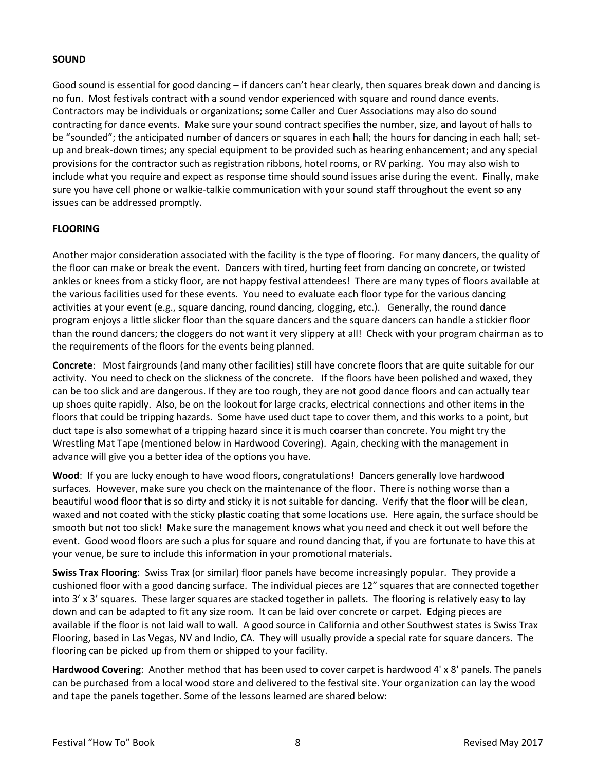**SOUND**

Good sound is essential for good dancing – if dancers can't hear clearly, then squares break down and dancing is no fun. Most festivals contract with a sound vendor experienced with square and round dance events. Contractors may be individuals or organizations; some Caller and Cuer Associations may also do sound contracting for dance events. Make sure your sound contract specifies the number, size, and layout of halls to be "sounded"; the anticipated number of dancers or squares in each hall; the hours for dancing in each hall; set-up and break-down times; any special equipment to be provided such as hearing enhancement; and any special provisions for the contractor such as registration ribbons, hotel rooms, or RV parking. You may also wish to include what you require and expect as response time should sound issues arise during the event. Finally, make sure you have cell phone or walkie-talkie communication with your sound staff throughout the event so any issues can be addressed promptly.

**FLOORING**

Another major consideration associated with the facility is the type of flooring. For many dancers, the quality of the floor can make or break the event. Dancers with tired, hurting feet from dancing on concrete, or twisted ankles or knees from a sticky floor, are not happy festival attendees! There are many types of floors available at the various facilities used for these events. You need to evaluate each floor type for the various dancing activities at your event (e.g., square dancing, round dancing, clogging, etc.). Generally, the round dance program enjoys a little slicker floor than the square dancers and the square dancers can handle a stickier floor than the round dancers; the cloggers do not want it very slippery at all! Check with your program chairman as to the requirements of the floors for the events being planned.

**Concrete**: Most fairgrounds (and many other facilities) still have concrete floors that are quite suitable for our activity. You need to check on the slickness of the concrete. If the floors have been polished and waxed, they can be too slick and are dangerous. If they are too rough, they are not good dance floors and can actually tear up shoes quite rapidly. Also, be on the lookout for large cracks, electrical connections and other items in the floors that could be tripping hazards. Some have used duct tape to cover them, and this works to a point, but duct tape is also somewhat of a tripping hazard since it is much coarser than concrete. You might try the Wrestling Mat Tape (mentioned below in Hardwood Covering). Again, checking with the management in advance will give you a better idea of the options you have.

**Wood**: If you are lucky enough to have wood floors, congratulations! Dancers generally love hardwood surfaces. However, make sure you check on the maintenance of the floor. There is nothing worse than a beautiful wood floor that is so dirty and sticky it is not suitable for dancing. Verify that the floor will be clean, waxed and not coated with the sticky plastic coating that some locations use. Here again, the surface should be smooth but not too slick! Make sure the management knows what you need and check it out well before the event. Good wood floors are such a plus for square and round dancing that, if you are fortunate to have this at your venue, be sure to include this information in your promotional materials.

**Swiss Trax Flooring**: Swiss Trax (or similar) floor panels have become increasingly popular. They provide a cushioned floor with a good dancing surface. The individual pieces are 12" squares that are connected together into 3' x 3' squares. These larger squares are stacked together in pallets. The flooring is relatively easy to lay down and can be adapted to fit any size room. It can be laid over concrete or carpet. Edging pieces are available if the floor is not laid wall to wall. A good source in California and other Southwest states is Swiss Trax Flooring, based in Las Vegas, NV and Indio, CA. They will usually provide a special rate for square dancers. The flooring can be picked up from them or shipped to your facility.

**Hardwood Covering**: Another method that has been used to cover carpet is hardwood 4' x 8' panels. The panels can be purchased from a local wood store and delivered to the festival site. Your organization can lay the wood and tape the panels together. Some of the lessons learned are shared below: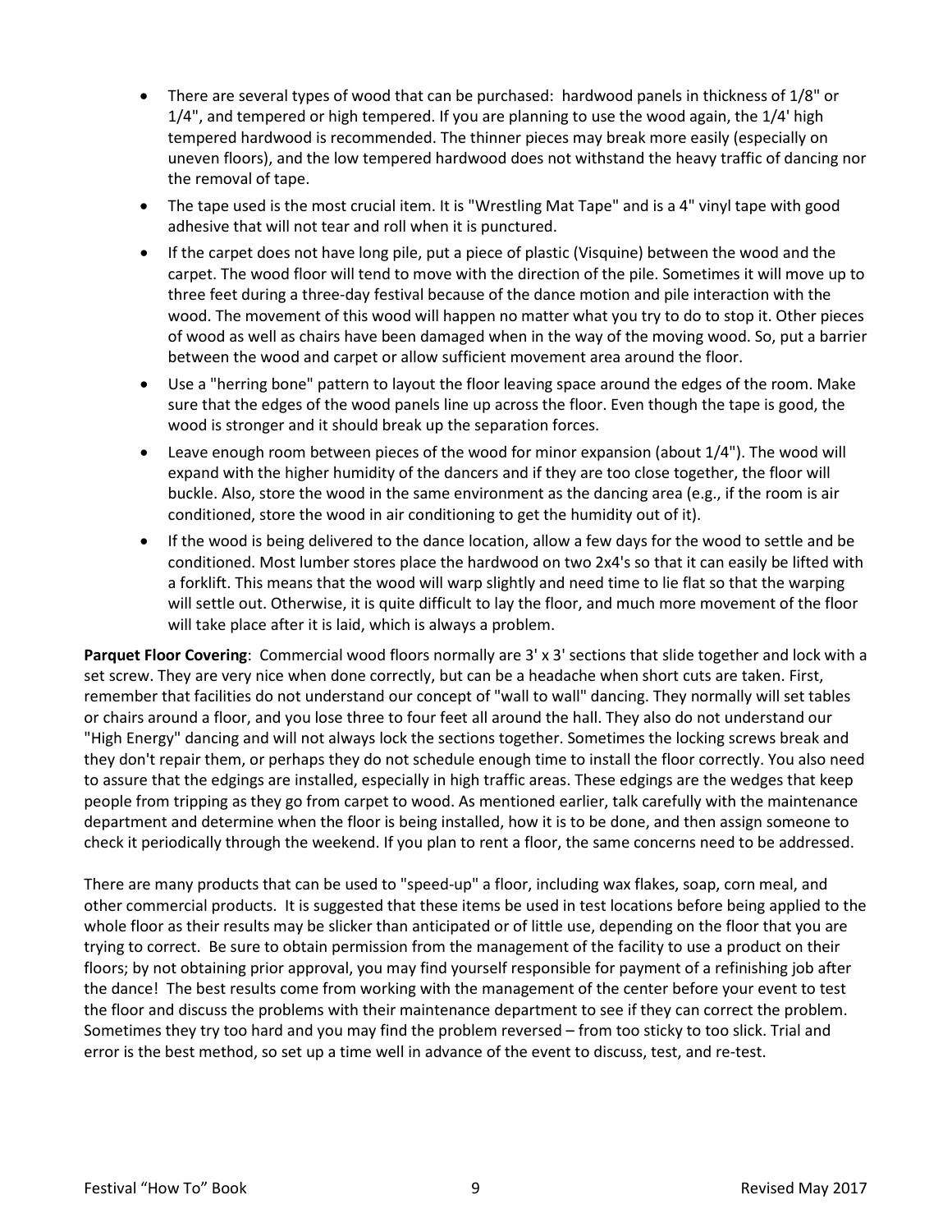- There are several types of wood that can be purchased: hardwood panels in thickness of 1/8" or 1/4", and tempered or high tempered. If you are planning to use the wood again, the 1/4' high tempered hardwood is recommended. The thinner pieces may break more easily (especially on uneven floors), and the low tempered hardwood does not withstand the heavy traffic of dancing nor the removal of tape.
- The tape used is the most crucial item. It is "Wrestling Mat Tape" and is a 4" vinyl tape with good adhesive that will not tear and roll when it is punctured.
- If the carpet does not have long pile, put a piece of plastic (Visquine) between the wood and the carpet. The wood floor will tend to move with the direction of the pile. Sometimes it will move up to three feet during a three-day festival because of the dance motion and pile interaction with the wood. The movement of this wood will happen no matter what you try to do to stop it. Other pieces of wood as well as chairs have been damaged when in the way of the moving wood. So, put a barrier between the wood and carpet or allow sufficient movement area around the floor.
- Use a "herring bone" pattern to layout the floor leaving space around the edges of the room. Make sure that the edges of the wood panels line up across the floor. Even though the tape is good, the wood is stronger and it should break up the separation forces.
- Leave enough room between pieces of the wood for minor expansion (about 1/4"). The wood will expand with the higher humidity of the dancers and if they are too close together, the floor will buckle. Also, store the wood in the same environment as the dancing area (e.g., if the room is air conditioned, store the wood in air conditioning to get the humidity out of it).
- If the wood is being delivered to the dance location, allow a few days for the wood to settle and be conditioned. Most lumber stores place the hardwood on two 2x4's so that it can easily be lifted with a forklift. This means that the wood will warp slightly and need time to lie flat so that the warping will settle out. Otherwise, it is quite difficult to lay the floor, and much more movement of the floor will take place after it is laid, which is always a problem.

**Parquet Floor Covering**: Commercial wood floors normally are 3' x 3' sections that slide together and lock with a set screw. They are very nice when done correctly, but can be a headache when short cuts are taken. First, remember that facilities do not understand our concept of "wall to wall" dancing. They normally will set tables or chairs around a floor, and you lose three to four feet all around the hall. They also do not understand our "High Energy" dancing and will not always lock the sections together. Sometimes the locking screws break and they don't repair them, or perhaps they do not schedule enough time to install the floor correctly. You also need to assure that the edgings are installed, especially in high traffic areas. These edgings are the wedges that keep people from tripping as they go from carpet to wood. As mentioned earlier, talk carefully with the maintenance department and determine when the floor is being installed, how it is to be done, and then assign someone to check it periodically through the weekend. If you plan to rent a floor, the same concerns need to be addressed.

There are many products that can be used to "speed-up" a floor, including wax flakes, soap, corn meal, and other commercial products. It is suggested that these items be used in test locations before being applied to the whole floor as their results may be slicker than anticipated or of little use, depending on the floor that you are trying to correct. Be sure to obtain permission from the management of the facility to use a product on their floors; by not obtaining prior approval, you may find yourself responsible for payment of a refinishing job after the dance! The best results come from working with the management of the center before your event to test the floor and discuss the problems with their maintenance department to see if they can correct the problem. Sometimes they try too hard and you may find the problem reversed – from too sticky to too slick. Trial and error is the best method, so set up a time well in advance of the event to discuss, test, and re-test.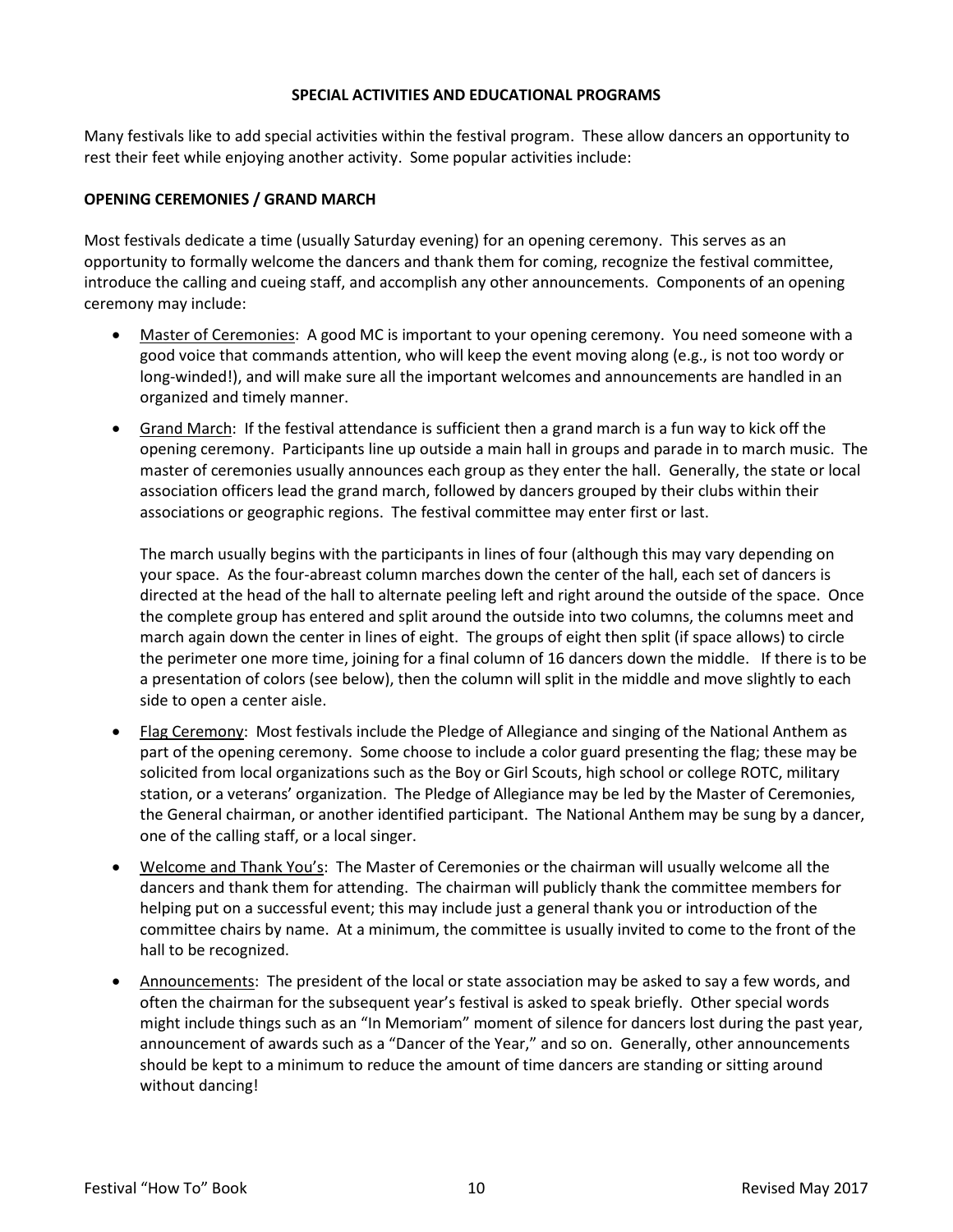## SPECIAL ACTIVITIES AND EDUCATIONAL PROGRAMS

Many festivals like to add special activities within the festival program. These allow dancers an opportunity to rest their feet while enjoying another activity. Some popular activities include:

### OPENING CEREMONIES / GRAND MARCH

Most festivals dedicate a time (usually Saturday evening) for an opening ceremony. This serves as an opportunity to formally welcome the dancers and thank them for coming, recognize the festival committee, introduce the calling and cueing staff, and accomplish any other announcements. Components of an opening ceremony may include:

- Master of Ceremonies: A good MC is important to your opening ceremony. You need someone with a good voice that commands attention, who will keep the event moving along (e.g., is not too wordy or long-winded!), and will make sure all the important welcomes and announcements are handled in an organized and timely manner.
- Grand March: If the festival attendance is sufficient then a grand march is a fun way to kick off the opening ceremony. Participants line up outside a main hall in groups and parade in to march music. The master of ceremonies usually announces each group as they enter the hall. Generally, the state or local association officers lead the grand march, followed by dancers grouped by their clubs within their associations or geographic regions. The festival committee may enter first or last.

  The march usually begins with the participants in lines of four (although this may vary depending on your space. As the four-abreast column marches down the center of the hall, each set of dancers is directed at the head of the hall to alternate peeling left and right around the outside of the space. Once the complete group has entered and split around the outside into two columns, the columns meet and march again down the center in lines of eight. The groups of eight then split (if space allows) to circle the perimeter one more time, joining for a final column of 16 dancers down the middle. If there is to be a presentation of colors (see below), then the column will split in the middle and move slightly to each side to open a center aisle.
- Flag Ceremony: Most festivals include the Pledge of Allegiance and singing of the National Anthem as part of the opening ceremony. Some choose to include a color guard presenting the flag; these may be solicited from local organizations such as the Boy or Girl Scouts, high school or college ROTC, military station, or a veterans' organization. The Pledge of Allegiance may be led by the Master of Ceremonies, the General chairman, or another identified participant. The National Anthem may be sung by a dancer, one of the calling staff, or a local singer.
- Welcome and Thank You's: The Master of Ceremonies or the chairman will usually welcome all the dancers and thank them for attending. The chairman will publicly thank the committee members for helping put on a successful event; this may include just a general thank you or introduction of the committee chairs by name. At a minimum, the committee is usually invited to come to the front of the hall to be recognized.
- Announcements: The president of the local or state association may be asked to say a few words, and often the chairman for the subsequent year's festival is asked to speak briefly. Other special words might include things such as an "In Memoriam" moment of silence for dancers lost during the past year, announcement of awards such as a "Dancer of the Year," and so on. Generally, other announcements should be kept to a minimum to reduce the amount of time dancers are standing or sitting around without dancing!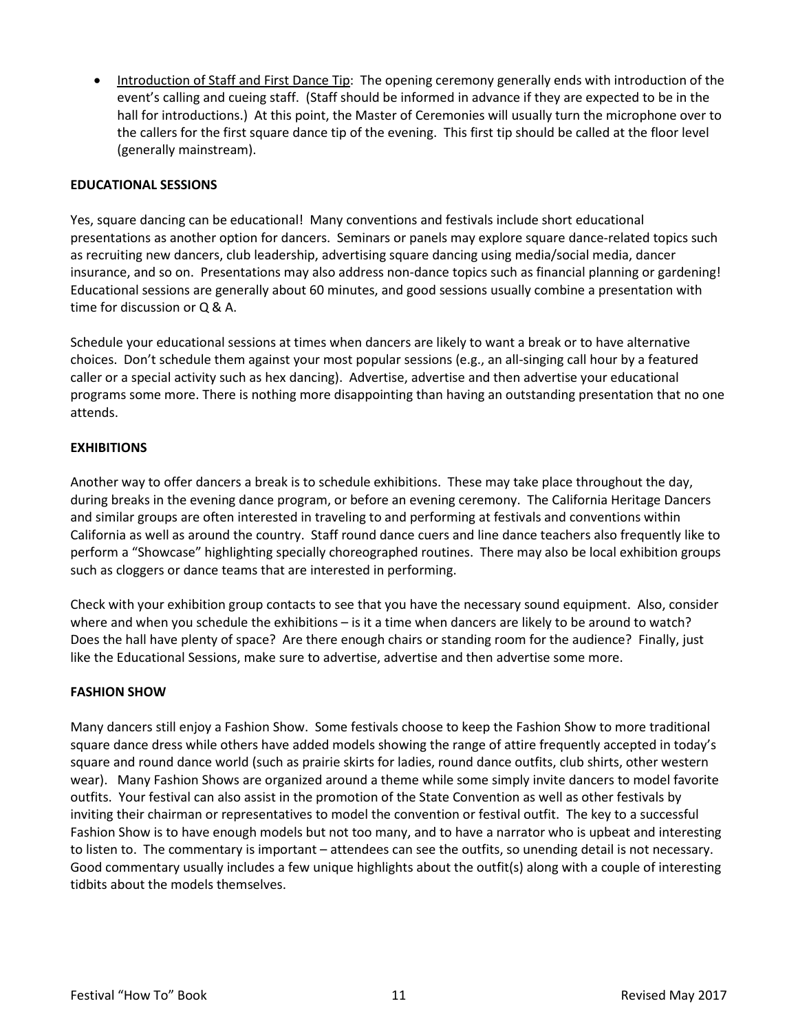- Introduction of Staff and First Dance Tip: The opening ceremony generally ends with introduction of the event's calling and cueing staff. (Staff should be informed in advance if they are expected to be in the hall for introductions.) At this point, the Master of Ceremonies will usually turn the microphone over to the callers for the first square dance tip of the evening. This first tip should be called at the floor level (generally mainstream).

**EDUCATIONAL SESSIONS**

Yes, square dancing can be educational! Many conventions and festivals include short educational presentations as another option for dancers. Seminars or panels may explore square dance-related topics such as recruiting new dancers, club leadership, advertising square dancing using media/social media, dancer insurance, and so on. Presentations may also address non-dance topics such as financial planning or gardening! Educational sessions are generally about 60 minutes, and good sessions usually combine a presentation with time for discussion or Q & A.

Schedule your educational sessions at times when dancers are likely to want a break or to have alternative choices. Don't schedule them against your most popular sessions (e.g., an all-singing call hour by a featured caller or a special activity such as hex dancing). Advertise, advertise and then advertise your educational programs some more. There is nothing more disappointing than having an outstanding presentation that no one attends.

**EXHIBITIONS**

Another way to offer dancers a break is to schedule exhibitions. These may take place throughout the day, during breaks in the evening dance program, or before an evening ceremony. The California Heritage Dancers and similar groups are often interested in traveling to and performing at festivals and conventions within California as well as around the country. Staff round dance cuers and line dance teachers also frequently like to perform a "Showcase" highlighting specially choreographed routines. There may also be local exhibition groups such as cloggers or dance teams that are interested in performing.

Check with your exhibition group contacts to see that you have the necessary sound equipment. Also, consider where and when you schedule the exhibitions – is it a time when dancers are likely to be around to watch? Does the hall have plenty of space? Are there enough chairs or standing room for the audience? Finally, just like the Educational Sessions, make sure to advertise, advertise and then advertise some more.

**FASHION SHOW**

Many dancers still enjoy a Fashion Show. Some festivals choose to keep the Fashion Show to more traditional square dance dress while others have added models showing the range of attire frequently accepted in today's square and round dance world (such as prairie skirts for ladies, round dance outfits, club shirts, other western wear). Many Fashion Shows are organized around a theme while some simply invite dancers to model favorite outfits. Your festival can also assist in the promotion of the State Convention as well as other festivals by inviting their chairman or representatives to model the convention or festival outfit. The key to a successful Fashion Show is to have enough models but not too many, and to have a narrator who is upbeat and interesting to listen to. The commentary is important – attendees can see the outfits, so unending detail is not necessary. Good commentary usually includes a few unique highlights about the outfit(s) along with a couple of interesting tidbits about the models themselves.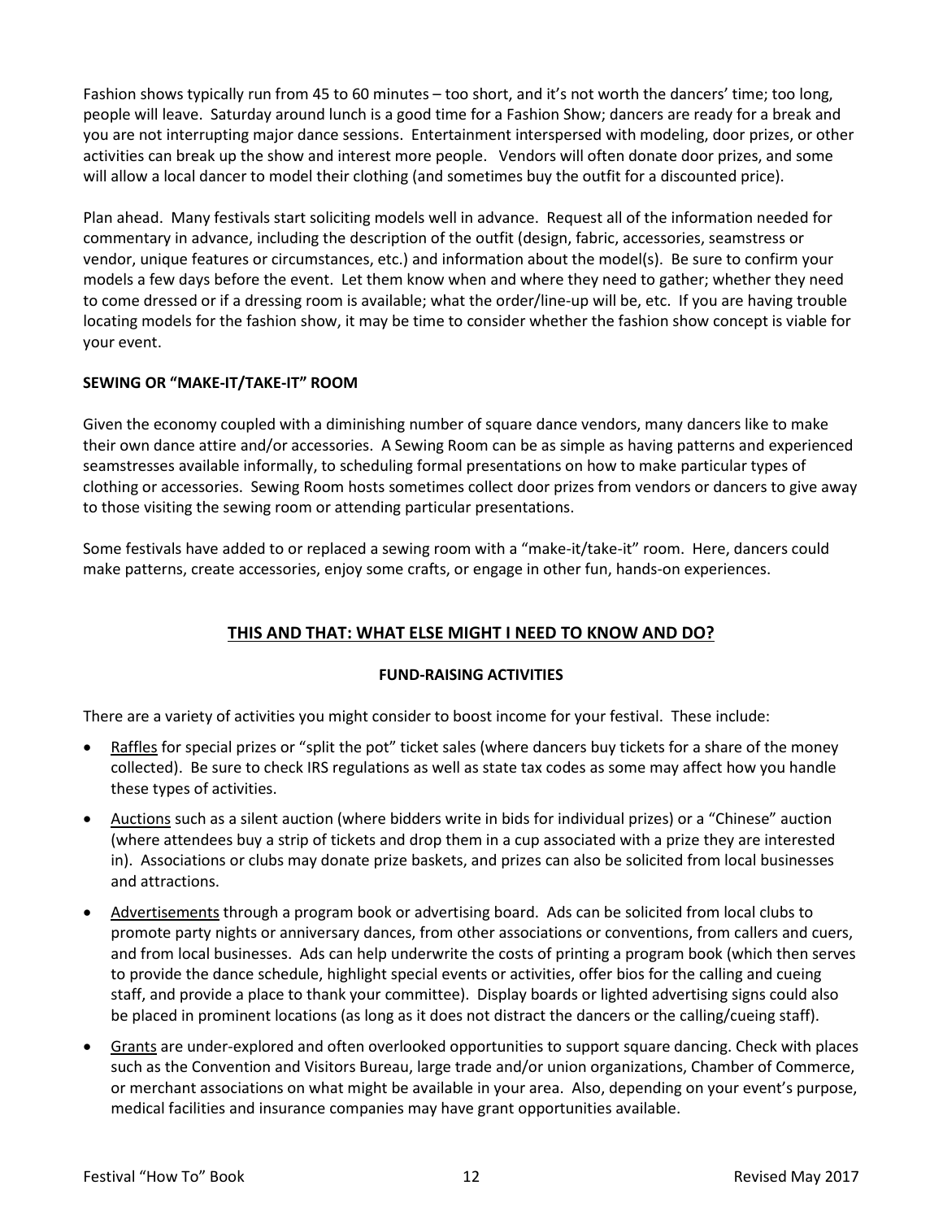Fashion shows typically run from 45 to 60 minutes – too short, and it's not worth the dancers' time; too long, people will leave. Saturday around lunch is a good time for a Fashion Show; dancers are ready for a break and you are not interrupting major dance sessions. Entertainment interspersed with modeling, door prizes, or other activities can break up the show and interest more people. Vendors will often donate door prizes, and some will allow a local dancer to model their clothing (and sometimes buy the outfit for a discounted price).

Plan ahead. Many festivals start soliciting models well in advance. Request all of the information needed for commentary in advance, including the description of the outfit (design, fabric, accessories, seamstress or vendor, unique features or circumstances, etc.) and information about the model(s). Be sure to confirm your models a few days before the event. Let them know when and where they need to gather; whether they need to come dressed or if a dressing room is available; what the order/line-up will be, etc. If you are having trouble locating models for the fashion show, it may be time to consider whether the fashion show concept is viable for your event.

**SEWING OR "MAKE-IT/TAKE-IT" ROOM**

Given the economy coupled with a diminishing number of square dance vendors, many dancers like to make their own dance attire and/or accessories. A Sewing Room can be as simple as having patterns and experienced seamstresses available informally, to scheduling formal presentations on how to make particular types of clothing or accessories. Sewing Room hosts sometimes collect door prizes from vendors or dancers to give away to those visiting the sewing room or attending particular presentations.

Some festivals have added to or replaced a sewing room with a "make-it/take-it" room. Here, dancers could make patterns, create accessories, enjoy some crafts, or engage in other fun, hands-on experiences.

## THIS AND THAT: WHAT ELSE MIGHT I NEED TO KNOW AND DO?

### FUND-RAISING ACTIVITIES

There are a variety of activities you might consider to boost income for your festival. These include:

- Raffles for special prizes or "split the pot" ticket sales (where dancers buy tickets for a share of the money collected). Be sure to check IRS regulations as well as state tax codes as some may affect how you handle these types of activities.
- Auctions such as a silent auction (where bidders write in bids for individual prizes) or a "Chinese" auction (where attendees buy a strip of tickets and drop them in a cup associated with a prize they are interested in). Associations or clubs may donate prize baskets, and prizes can also be solicited from local businesses and attractions.
- Advertisements through a program book or advertising board. Ads can be solicited from local clubs to promote party nights or anniversary dances, from other associations or conventions, from callers and cuers, and from local businesses. Ads can help underwrite the costs of printing a program book (which then serves to provide the dance schedule, highlight special events or activities, offer bios for the calling and cueing staff, and provide a place to thank your committee). Display boards or lighted advertising signs could also be placed in prominent locations (as long as it does not distract the dancers or the calling/cueing staff).
- Grants are under-explored and often overlooked opportunities to support square dancing. Check with places such as the Convention and Visitors Bureau, large trade and/or union organizations, Chamber of Commerce, or merchant associations on what might be available in your area. Also, depending on your event's purpose, medical facilities and insurance companies may have grant opportunities available.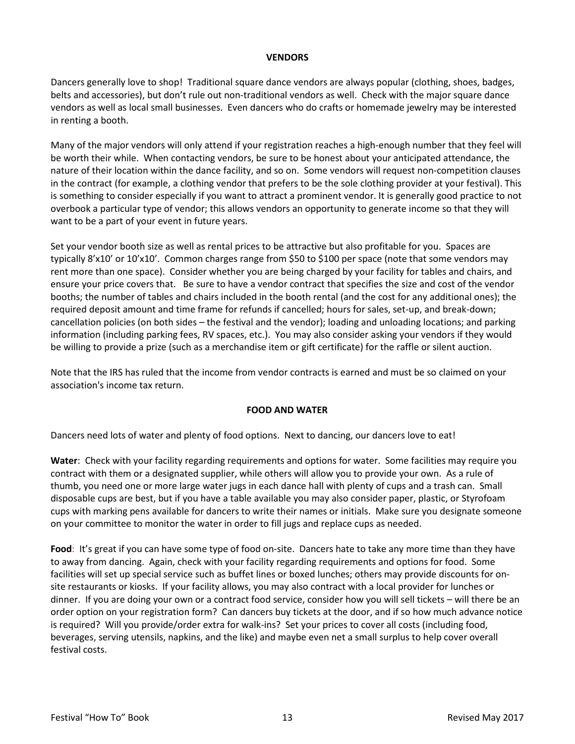## VENDORS

Dancers generally love to shop! Traditional square dance vendors are always popular (clothing, shoes, badges, belts and accessories), but don't rule out non-traditional vendors as well. Check with the major square dance vendors as well as local small businesses. Even dancers who do crafts or homemade jewelry may be interested in renting a booth.

Many of the major vendors will only attend if your registration reaches a high-enough number that they feel will be worth their while. When contacting vendors, be sure to be honest about your anticipated attendance, the nature of their location within the dance facility, and so on. Some vendors will request non-competition clauses in the contract (for example, a clothing vendor that prefers to be the sole clothing provider at your festival). This is something to consider especially if you want to attract a prominent vendor. It is generally good practice to not overbook a particular type of vendor; this allows vendors an opportunity to generate income so that they will want to be a part of your event in future years.

Set your vendor booth size as well as rental prices to be attractive but also profitable for you. Spaces are typically 8'x10' or 10'x10'. Common charges range from $50 to $100 per space (note that some vendors may rent more than one space). Consider whether you are being charged by your facility for tables and chairs, and ensure your price covers that. Be sure to have a vendor contract that specifies the size and cost of the vendor booths; the number of tables and chairs included in the booth rental (and the cost for any additional ones); the required deposit amount and time frame for refunds if cancelled; hours for sales, set-up, and break-down; cancellation policies (on both sides – the festival and the vendor); loading and unloading locations; and parking information (including parking fees, RV spaces, etc.). You may also consider asking your vendors if they would be willing to provide a prize (such as a merchandise item or gift certificate) for the raffle or silent auction.

Note that the IRS has ruled that the income from vendor contracts is earned and must be so claimed on your association's income tax return.

## FOOD AND WATER

Dancers need lots of water and plenty of food options. Next to dancing, our dancers love to eat!

**Water**: Check with your facility regarding requirements and options for water. Some facilities may require you contract with them or a designated supplier, while others will allow you to provide your own. As a rule of thumb, you need one or more large water jugs in each dance hall with plenty of cups and a trash can. Small disposable cups are best, but if you have a table available you may also consider paper, plastic, or Styrofoam cups with marking pens available for dancers to write their names or initials. Make sure you designate someone on your committee to monitor the water in order to fill jugs and replace cups as needed.

**Food**: It's great if you can have some type of food on-site. Dancers hate to take any more time than they have to away from dancing. Again, check with your facility regarding requirements and options for food. Some facilities will set up special service such as buffet lines or boxed lunches; others may provide discounts for on-site restaurants or kiosks. If your facility allows, you may also contract with a local provider for lunches or dinner. If you are doing your own or a contract food service, consider how you will sell tickets – will there be an order option on your registration form? Can dancers buy tickets at the door, and if so how much advance notice is required? Will you provide/order extra for walk-ins? Set your prices to cover all costs (including food, beverages, serving utensils, napkins, and the like) and maybe even net a small surplus to help cover overall festival costs.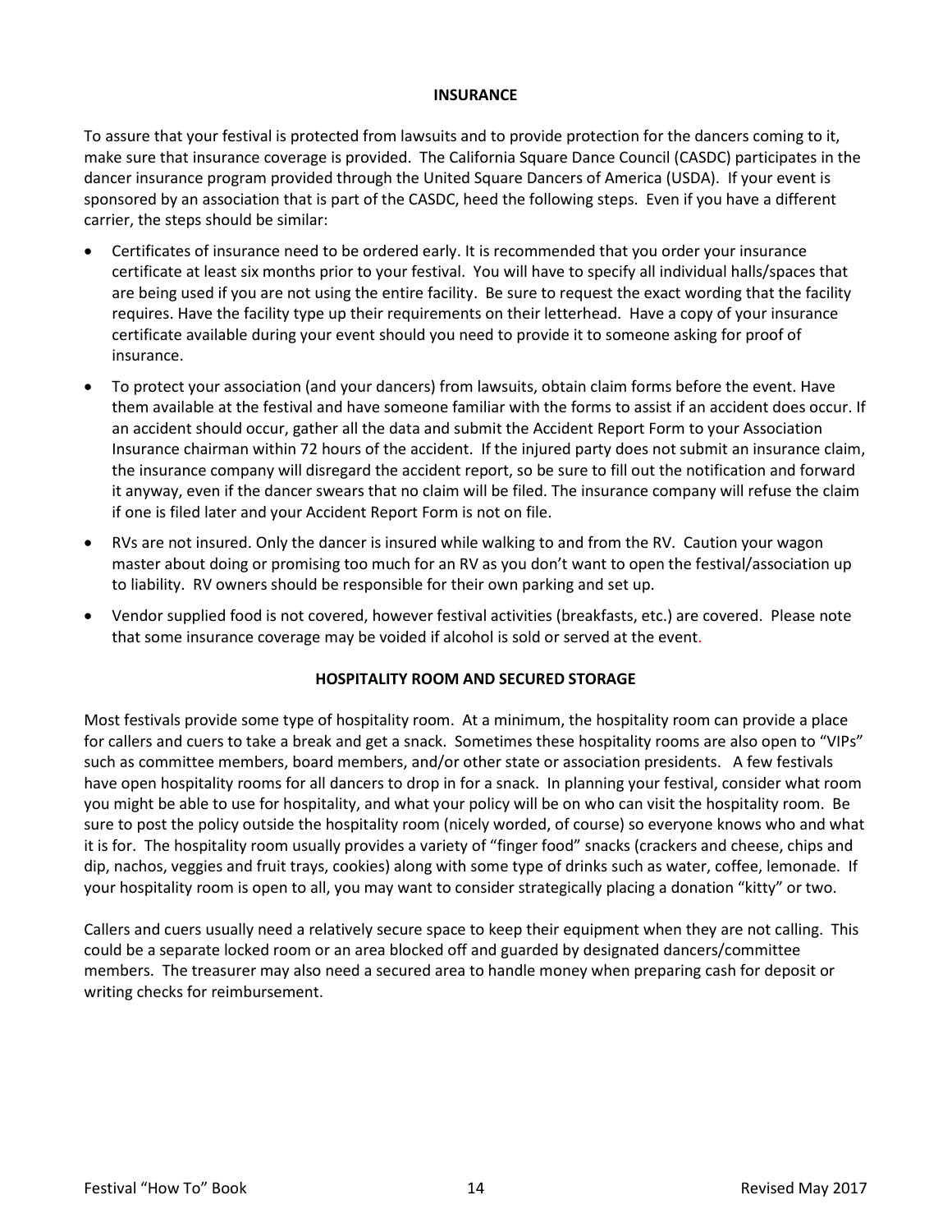## INSURANCE

To assure that your festival is protected from lawsuits and to provide protection for the dancers coming to it, make sure that insurance coverage is provided. The California Square Dance Council (CASDC) participates in the dancer insurance program provided through the United Square Dancers of America (USDA). If your event is sponsored by an association that is part of the CASDC, heed the following steps. Even if you have a different carrier, the steps should be similar:

- Certificates of insurance need to be ordered early. It is recommended that you order your insurance certificate at least six months prior to your festival. You will have to specify all individual halls/spaces that are being used if you are not using the entire facility. Be sure to request the exact wording that the facility requires. Have the facility type up their requirements on their letterhead. Have a copy of your insurance certificate available during your event should you need to provide it to someone asking for proof of insurance.
- To protect your association (and your dancers) from lawsuits, obtain claim forms before the event. Have them available at the festival and have someone familiar with the forms to assist if an accident does occur. If an accident should occur, gather all the data and submit the Accident Report Form to your Association Insurance chairman within 72 hours of the accident. If the injured party does not submit an insurance claim, the insurance company will disregard the accident report, so be sure to fill out the notification and forward it anyway, even if the dancer swears that no claim will be filed. The insurance company will refuse the claim if one is filed later and your Accident Report Form is not on file.
- RVs are not insured. Only the dancer is insured while walking to and from the RV. Caution your wagon master about doing or promising too much for an RV as you don't want to open the festival/association up to liability. RV owners should be responsible for their own parking and set up.
- Vendor supplied food is not covered, however festival activities (breakfasts, etc.) are covered. Please note that some insurance coverage may be voided if alcohol is sold or served at the event.

## HOSPITALITY ROOM AND SECURED STORAGE

Most festivals provide some type of hospitality room. At a minimum, the hospitality room can provide a place for callers and cuers to take a break and get a snack. Sometimes these hospitality rooms are also open to "VIPs" such as committee members, board members, and/or other state or association presidents. A few festivals have open hospitality rooms for all dancers to drop in for a snack. In planning your festival, consider what room you might be able to use for hospitality, and what your policy will be on who can visit the hospitality room. Be sure to post the policy outside the hospitality room (nicely worded, of course) so everyone knows who and what it is for. The hospitality room usually provides a variety of "finger food" snacks (crackers and cheese, chips and dip, nachos, veggies and fruit trays, cookies) along with some type of drinks such as water, coffee, lemonade. If your hospitality room is open to all, you may want to consider strategically placing a donation "kitty" or two.

Callers and cuers usually need a relatively secure space to keep their equipment when they are not calling. This could be a separate locked room or an area blocked off and guarded by designated dancers/committee members. The treasurer may also need a secured area to handle money when preparing cash for deposit or writing checks for reimbursement.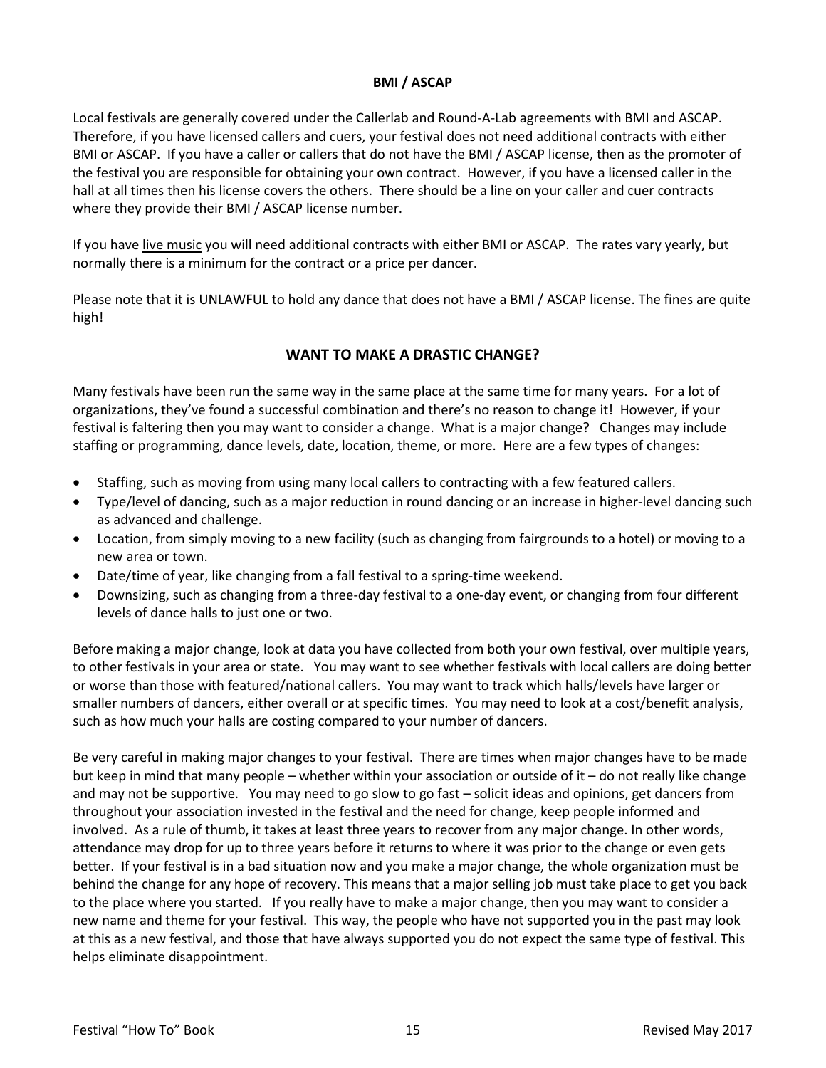### BMI / ASCAP

Local festivals are generally covered under the Callerlab and Round-A-Lab agreements with BMI and ASCAP. Therefore, if you have licensed callers and cuers, your festival does not need additional contracts with either BMI or ASCAP. If you have a caller or callers that do not have the BMI / ASCAP license, then as the promoter of the festival you are responsible for obtaining your own contract. However, if you have a licensed caller in the hall at all times then his license covers the others. There should be a line on your caller and cuer contracts where they provide their BMI / ASCAP license number.

If you have <u>live music</u> you will need additional contracts with either BMI or ASCAP. The rates vary yearly, but normally there is a minimum for the contract or a price per dancer.

Please note that it is UNLAWFUL to hold any dance that does not have a BMI / ASCAP license. The fines are quite high!

## WANT TO MAKE A DRASTIC CHANGE?

Many festivals have been run the same way in the same place at the same time for many years. For a lot of organizations, they've found a successful combination and there's no reason to change it! However, if your festival is faltering then you may want to consider a change. What is a major change? Changes may include staffing or programming, dance levels, date, location, theme, or more. Here are a few types of changes:

- Staffing, such as moving from using many local callers to contracting with a few featured callers.
- Type/level of dancing, such as a major reduction in round dancing or an increase in higher-level dancing such as advanced and challenge.
- Location, from simply moving to a new facility (such as changing from fairgrounds to a hotel) or moving to a new area or town.
- Date/time of year, like changing from a fall festival to a spring-time weekend.
- Downsizing, such as changing from a three-day festival to a one-day event, or changing from four different levels of dance halls to just one or two.

Before making a major change, look at data you have collected from both your own festival, over multiple years, to other festivals in your area or state. You may want to see whether festivals with local callers are doing better or worse than those with featured/national callers. You may want to track which halls/levels have larger or smaller numbers of dancers, either overall or at specific times. You may need to look at a cost/benefit analysis, such as how much your halls are costing compared to your number of dancers.

Be very careful in making major changes to your festival. There are times when major changes have to be made but keep in mind that many people – whether within your association or outside of it – do not really like change and may not be supportive. You may need to go slow to go fast – solicit ideas and opinions, get dancers from throughout your association invested in the festival and the need for change, keep people informed and involved. As a rule of thumb, it takes at least three years to recover from any major change. In other words, attendance may drop for up to three years before it returns to where it was prior to the change or even gets better. If your festival is in a bad situation now and you make a major change, the whole organization must be behind the change for any hope of recovery. This means that a major selling job must take place to get you back to the place where you started. If you really have to make a major change, then you may want to consider a new name and theme for your festival. This way, the people who have not supported you in the past may look at this as a new festival, and those that have always supported you do not expect the same type of festival. This helps eliminate disappointment.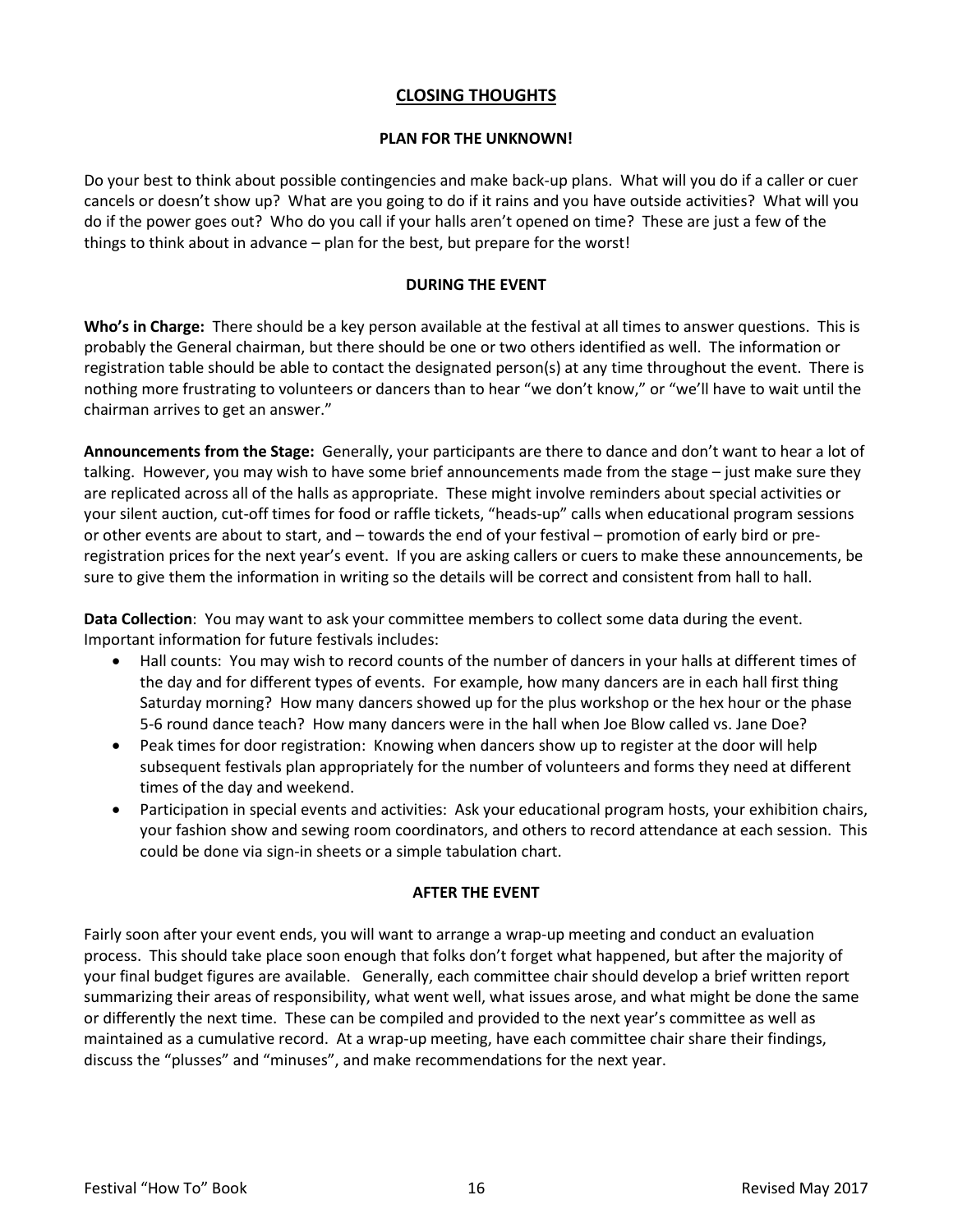## CLOSING THOUGHTS

### PLAN FOR THE UNKNOWN!

Do your best to think about possible contingencies and make back-up plans. What will you do if a caller or cuer cancels or doesn't show up? What are you going to do if it rains and you have outside activities? What will you do if the power goes out? Who do you call if your halls aren't opened on time? These are just a few of the things to think about in advance – plan for the best, but prepare for the worst!

### DURING THE EVENT

**Who's in Charge:** There should be a key person available at the festival at all times to answer questions. This is probably the General chairman, but there should be one or two others identified as well. The information or registration table should be able to contact the designated person(s) at any time throughout the event. There is nothing more frustrating to volunteers or dancers than to hear "we don't know," or "we'll have to wait until the chairman arrives to get an answer."

**Announcements from the Stage:** Generally, your participants are there to dance and don't want to hear a lot of talking. However, you may wish to have some brief announcements made from the stage – just make sure they are replicated across all of the halls as appropriate. These might involve reminders about special activities or your silent auction, cut-off times for food or raffle tickets, "heads-up" calls when educational program sessions or other events are about to start, and – towards the end of your festival – promotion of early bird or pre-registration prices for the next year's event. If you are asking callers or cuers to make these announcements, be sure to give them the information in writing so the details will be correct and consistent from hall to hall.

**Data Collection**: You may want to ask your committee members to collect some data during the event. Important information for future festivals includes:

- Hall counts: You may wish to record counts of the number of dancers in your halls at different times of the day and for different types of events. For example, how many dancers are in each hall first thing Saturday morning? How many dancers showed up for the plus workshop or the hex hour or the phase 5-6 round dance teach? How many dancers were in the hall when Joe Blow called vs. Jane Doe?
- Peak times for door registration: Knowing when dancers show up to register at the door will help subsequent festivals plan appropriately for the number of volunteers and forms they need at different times of the day and weekend.
- Participation in special events and activities: Ask your educational program hosts, your exhibition chairs, your fashion show and sewing room coordinators, and others to record attendance at each session. This could be done via sign-in sheets or a simple tabulation chart.

### AFTER THE EVENT

Fairly soon after your event ends, you will want to arrange a wrap-up meeting and conduct an evaluation process. This should take place soon enough that folks don't forget what happened, but after the majority of your final budget figures are available. Generally, each committee chair should develop a brief written report summarizing their areas of responsibility, what went well, what issues arose, and what might be done the same or differently the next time. These can be compiled and provided to the next year's committee as well as maintained as a cumulative record. At a wrap-up meeting, have each committee chair share their findings, discuss the "plusses" and "minuses", and make recommendations for the next year.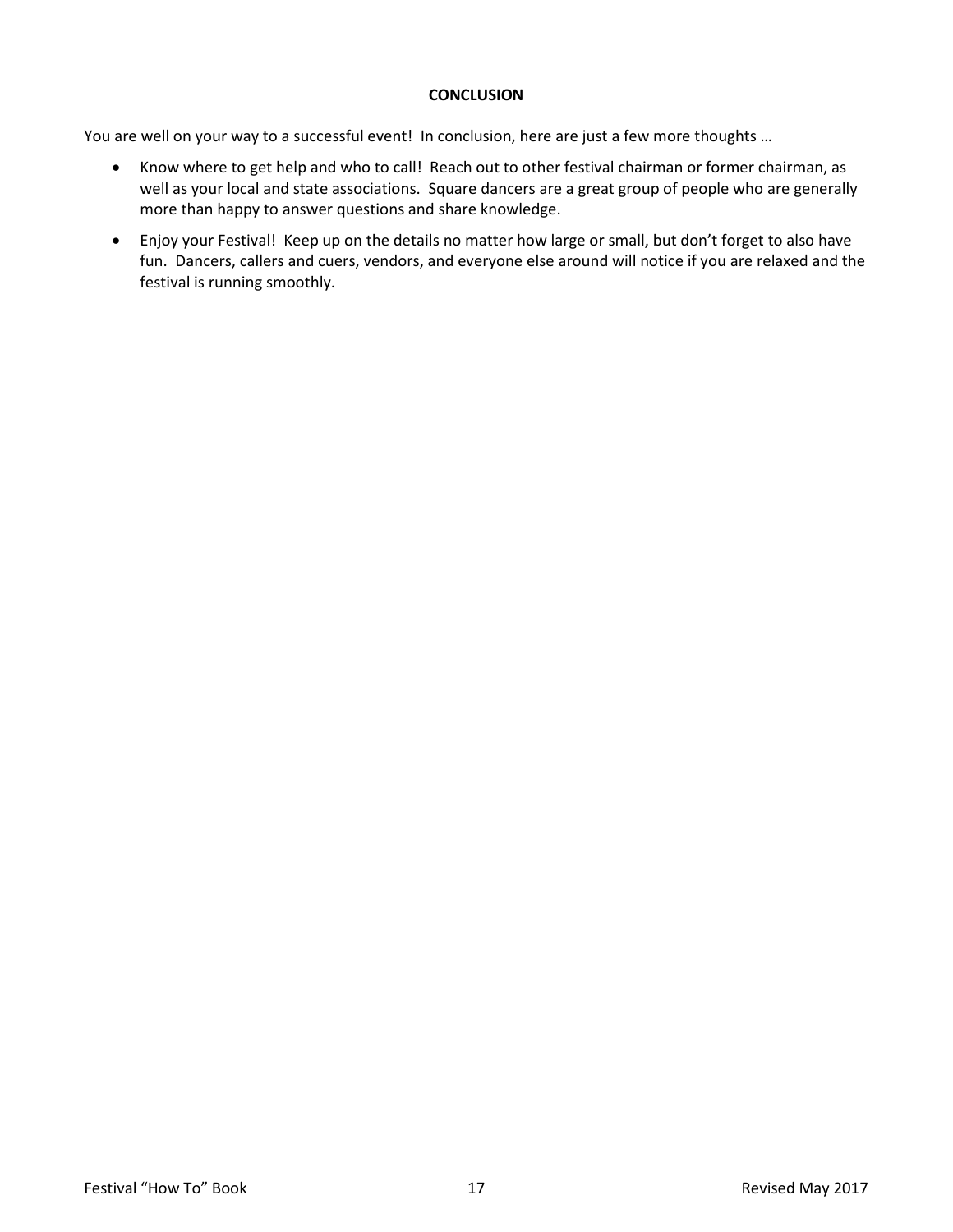## CONCLUSION

You are well on your way to a successful event! In conclusion, here are just a few more thoughts …

- Know where to get help and who to call! Reach out to other festival chairman or former chairman, as well as your local and state associations. Square dancers are a great group of people who are generally more than happy to answer questions and share knowledge.
- Enjoy your Festival! Keep up on the details no matter how large or small, but don't forget to also have fun. Dancers, callers and cuers, vendors, and everyone else around will notice if you are relaxed and the festival is running smoothly.